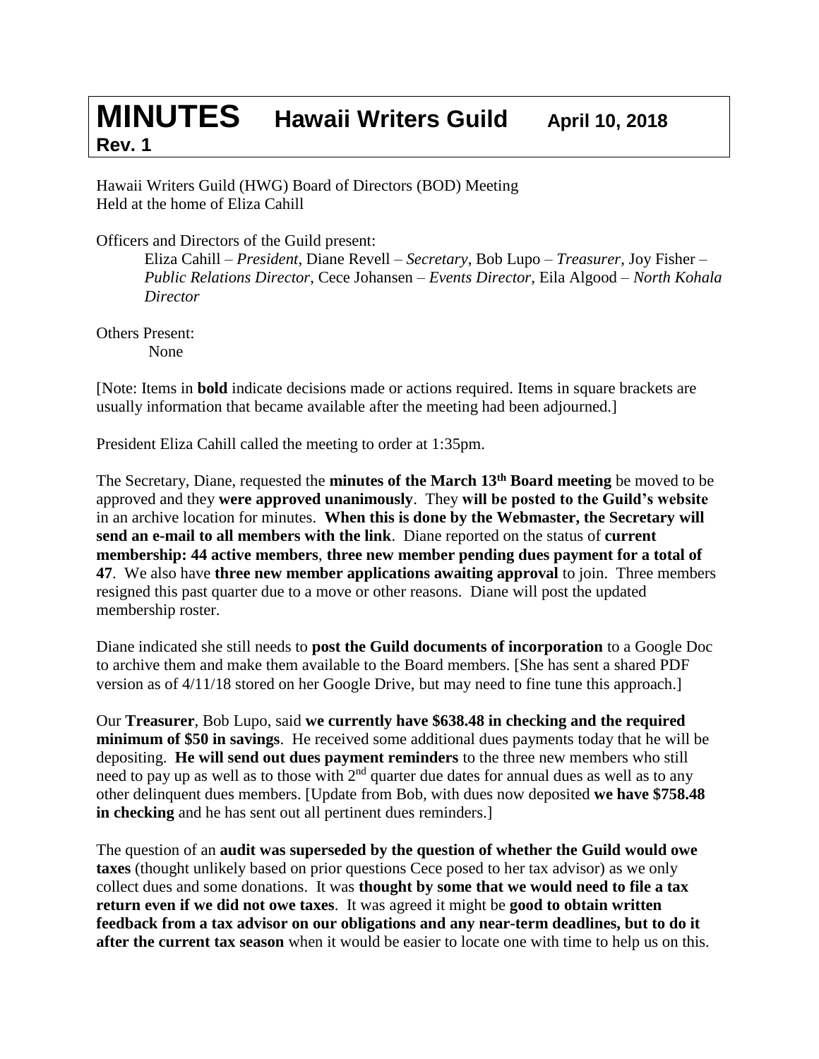# MINUTES Hawaii Writers Guild April 10, 2018 Rev. 1

Hawaii Writers Guild (HWG) Board of Directors (BOD) Meeting
Held at the home of Eliza Cahill

Officers and Directors of the Guild present:

Eliza Cahill – *President*, Diane Revell – *Secretary*, Bob Lupo – *Treasurer*, Joy Fisher – *Public Relations Director*, Cece Johansen – *Events Director*, Eila Algood – *North Kohala Director*

Others Present:

None

[Note: Items in **bold** indicate decisions made or actions required. Items in square brackets are usually information that became available after the meeting had been adjourned.]

President Eliza Cahill called the meeting to order at 1:35pm.

The Secretary, Diane, requested the **minutes of the March 13th Board meeting** be moved to be approved and they **were approved unanimously**. They **will be posted to the Guild's website** in an archive location for minutes. **When this is done by the Webmaster, the Secretary will send an e-mail to all members with the link**. Diane reported on the status of **current membership: 44 active members**, **three new member pending dues payment for a total of 47**. We also have **three new member applications awaiting approval** to join. Three members resigned this past quarter due to a move or other reasons. Diane will post the updated membership roster.

Diane indicated she still needs to **post the Guild documents of incorporation** to a Google Doc to archive them and make them available to the Board members. [She has sent a shared PDF version as of 4/11/18 stored on her Google Drive, but may need to fine tune this approach.]

Our **Treasurer**, Bob Lupo, said **we currently have $638.48 in checking and the required minimum of $50 in savings**. He received some additional dues payments today that he will be depositing. **He will send out dues payment reminders** to the three new members who still need to pay up as well as to those with 2nd quarter due dates for annual dues as well as to any other delinquent dues members. [Update from Bob, with dues now deposited **we have $758.48 in checking** and he has sent out all pertinent dues reminders.]

The question of an **audit was superseded by the question of whether the Guild would owe taxes** (thought unlikely based on prior questions Cece posed to her tax advisor) as we only collect dues and some donations. It was **thought by some that we would need to file a tax return even if we did not owe taxes**. It was agreed it might be **good to obtain written feedback from a tax advisor on our obligations and any near-term deadlines, but to do it after the current tax season** when it would be easier to locate one with time to help us on this.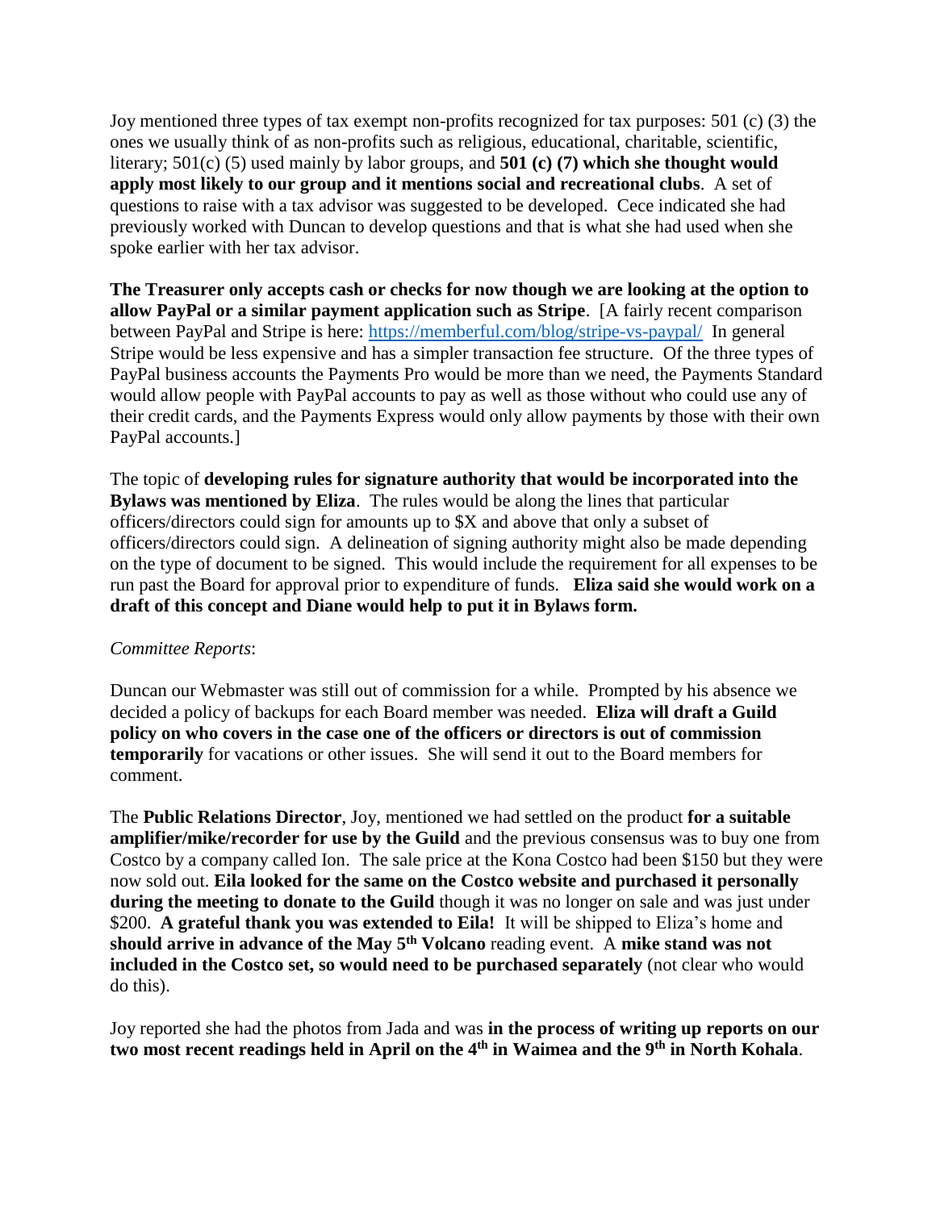Joy mentioned three types of tax exempt non-profits recognized for tax purposes: 501 (c) (3) the ones we usually think of as non-profits such as religious, educational, charitable, scientific, literary; 501(c) (5) used mainly by labor groups, and **501 (c) (7) which she thought would apply most likely to our group and it mentions social and recreational clubs**. A set of questions to raise with a tax advisor was suggested to be developed. Cece indicated she had previously worked with Duncan to develop questions and that is what she had used when she spoke earlier with her tax advisor.

**The Treasurer only accepts cash or checks for now though we are looking at the option to allow PayPal or a similar payment application such as Stripe**. [A fairly recent comparison between PayPal and Stripe is here: https://memberful.com/blog/stripe-vs-paypal/ In general Stripe would be less expensive and has a simpler transaction fee structure. Of the three types of PayPal business accounts the Payments Pro would be more than we need, the Payments Standard would allow people with PayPal accounts to pay as well as those without who could use any of their credit cards, and the Payments Express would only allow payments by those with their own PayPal accounts.]

The topic of **developing rules for signature authority that would be incorporated into the Bylaws was mentioned by Eliza**. The rules would be along the lines that particular officers/directors could sign for amounts up to $X and above that only a subset of officers/directors could sign. A delineation of signing authority might also be made depending on the type of document to be signed. This would include the requirement for all expenses to be run past the Board for approval prior to expenditure of funds. **Eliza said she would work on a draft of this concept and Diane would help to put it in Bylaws form.**

*Committee Reports*:

Duncan our Webmaster was still out of commission for a while. Prompted by his absence we decided a policy of backups for each Board member was needed. **Eliza will draft a Guild policy on who covers in the case one of the officers or directors is out of commission temporarily** for vacations or other issues. She will send it out to the Board members for comment.

The **Public Relations Director**, Joy, mentioned we had settled on the product **for a suitable amplifier/mike/recorder for use by the Guild** and the previous consensus was to buy one from Costco by a company called Ion. The sale price at the Kona Costco had been $150 but they were now sold out. **Eila looked for the same on the Costco website and purchased it personally during the meeting to donate to the Guild** though it was no longer on sale and was just under $200. **A grateful thank you was extended to Eila!** It will be shipped to Eliza's home and **should arrive in advance of the May 5th Volcano** reading event. A **mike stand was not included in the Costco set, so would need to be purchased separately** (not clear who would do this).

Joy reported she had the photos from Jada and was **in the process of writing up reports on our two most recent readings held in April on the 4th in Waimea and the 9th in North Kohala**.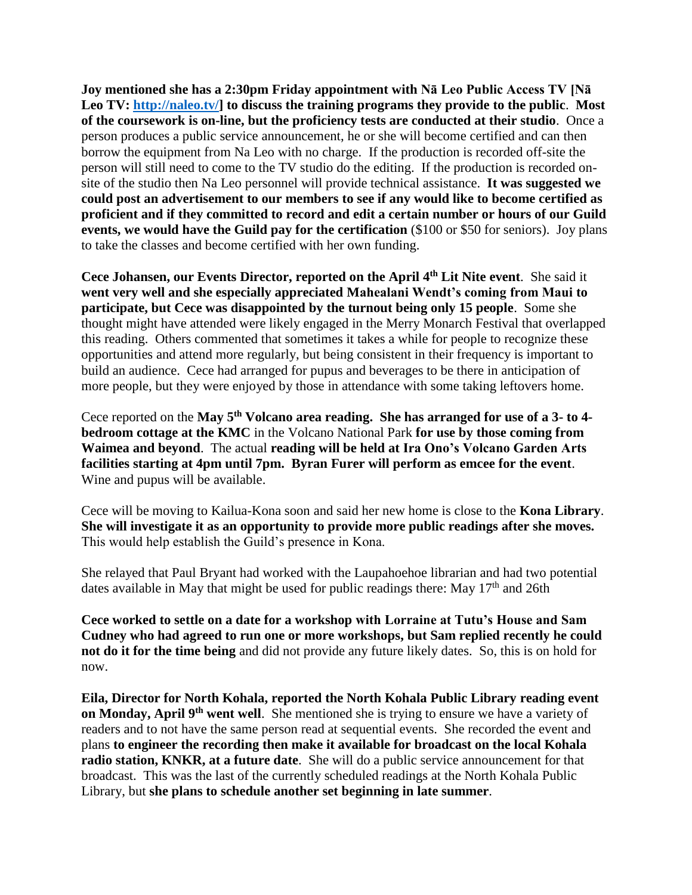**Joy mentioned she has a 2:30pm Friday appointment with Nā Leo Public Access TV [Nā Leo TV: [http://naleo.tv/](http://naleo.tv/)] to discuss the training programs they provide to the public**. **Most of the coursework is on-line, but the proficiency tests are conducted at their studio**. Once a person produces a public service announcement, he or she will become certified and can then borrow the equipment from Na Leo with no charge. If the production is recorded off-site the person will still need to come to the TV studio do the editing. If the production is recorded on-site of the studio then Na Leo personnel will provide technical assistance. **It was suggested we could post an advertisement to our members to see if any would like to become certified as proficient and if they committed to record and edit a certain number or hours of our Guild events, we would have the Guild pay for the certification** ($100 or $50 for seniors). Joy plans to take the classes and become certified with her own funding.

**Cece Johansen, our Events Director, reported on the April 4th Lit Nite event**. She said it **went very well and she especially appreciated Mahealani Wendt's coming from Maui to participate, but Cece was disappointed by the turnout being only 15 people**. Some she thought might have attended were likely engaged in the Merry Monarch Festival that overlapped this reading. Others commented that sometimes it takes a while for people to recognize these opportunities and attend more regularly, but being consistent in their frequency is important to build an audience. Cece had arranged for pupus and beverages to be there in anticipation of more people, but they were enjoyed by those in attendance with some taking leftovers home.

Cece reported on the **May 5th Volcano area reading. She has arranged for use of a 3- to 4-bedroom cottage at the KMC** in the Volcano National Park **for use by those coming from Waimea and beyond**. The actual **reading will be held at Ira Ono's Volcano Garden Arts facilities starting at 4pm until 7pm. Byran Furer will perform as emcee for the event**. Wine and pupus will be available.

Cece will be moving to Kailua-Kona soon and said her new home is close to the **Kona Library**. **She will investigate it as an opportunity to provide more public readings after she moves.** This would help establish the Guild's presence in Kona.

She relayed that Paul Bryant had worked with the Laupahoehoe librarian and had two potential dates available in May that might be used for public readings there: May 17th and 26th

**Cece worked to settle on a date for a workshop with Lorraine at Tutu's House and Sam Cudney who had agreed to run one or more workshops, but Sam replied recently he could not do it for the time being** and did not provide any future likely dates. So, this is on hold for now.

**Eila, Director for North Kohala, reported the North Kohala Public Library reading event on Monday, April 9th went well**. She mentioned she is trying to ensure we have a variety of readers and to not have the same person read at sequential events. She recorded the event and plans **to engineer the recording then make it available for broadcast on the local Kohala radio station, KNKR, at a future date**. She will do a public service announcement for that broadcast. This was the last of the currently scheduled readings at the North Kohala Public Library, but **she plans to schedule another set beginning in late summer**.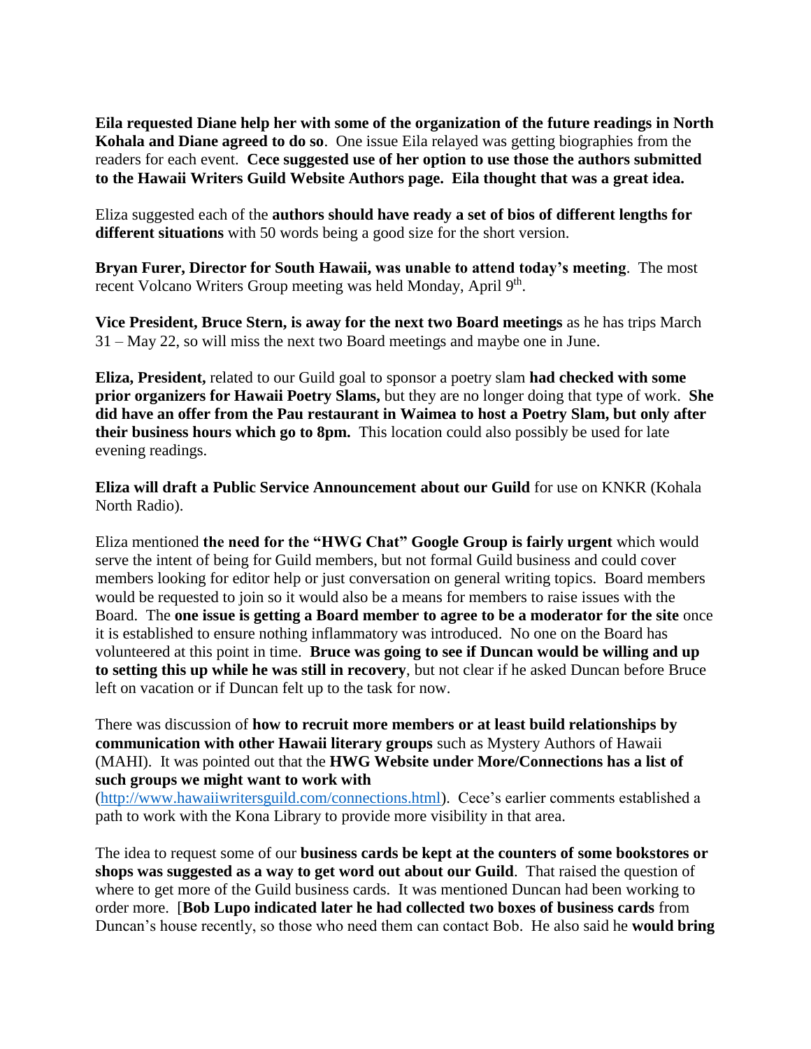**Eila requested Diane help her with some of the organization of the future readings in North Kohala and Diane agreed to do so**. One issue Eila relayed was getting biographies from the readers for each event. **Cece suggested use of her option to use those the authors submitted to the Hawaii Writers Guild Website Authors page. Eila thought that was a great idea.**

Eliza suggested each of the **authors should have ready a set of bios of different lengths for different situations** with 50 words being a good size for the short version.

**Bryan Furer, Director for South Hawaii, was unable to attend today's meeting**. The most recent Volcano Writers Group meeting was held Monday, April 9th.

**Vice President, Bruce Stern, is away for the next two Board meetings** as he has trips March 31 – May 22, so will miss the next two Board meetings and maybe one in June.

**Eliza, President,** related to our Guild goal to sponsor a poetry slam **had checked with some prior organizers for Hawaii Poetry Slams,** but they are no longer doing that type of work. **She did have an offer from the Pau restaurant in Waimea to host a Poetry Slam, but only after their business hours which go to 8pm.** This location could also possibly be used for late evening readings.

**Eliza will draft a Public Service Announcement about our Guild** for use on KNKR (Kohala North Radio).

Eliza mentioned **the need for the "HWG Chat" Google Group is fairly urgent** which would serve the intent of being for Guild members, but not formal Guild business and could cover members looking for editor help or just conversation on general writing topics. Board members would be requested to join so it would also be a means for members to raise issues with the Board. The **one issue is getting a Board member to agree to be a moderator for the site** once it is established to ensure nothing inflammatory was introduced. No one on the Board has volunteered at this point in time. **Bruce was going to see if Duncan would be willing and up to setting this up while he was still in recovery**, but not clear if he asked Duncan before Bruce left on vacation or if Duncan felt up to the task for now.

There was discussion of **how to recruit more members or at least build relationships by communication with other Hawaii literary groups** such as Mystery Authors of Hawaii (MAHI). It was pointed out that the **HWG Website under More/Connections has a list of such groups we might want to work with** (http://www.hawaiiwritersguild.com/connections.html). Cece's earlier comments established a path to work with the Kona Library to provide more visibility in that area.

The idea to request some of our **business cards be kept at the counters of some bookstores or shops was suggested as a way to get word out about our Guild**. That raised the question of where to get more of the Guild business cards. It was mentioned Duncan had been working to order more. [**Bob Lupo indicated later he had collected two boxes of business cards** from Duncan's house recently, so those who need them can contact Bob. He also said he **would bring**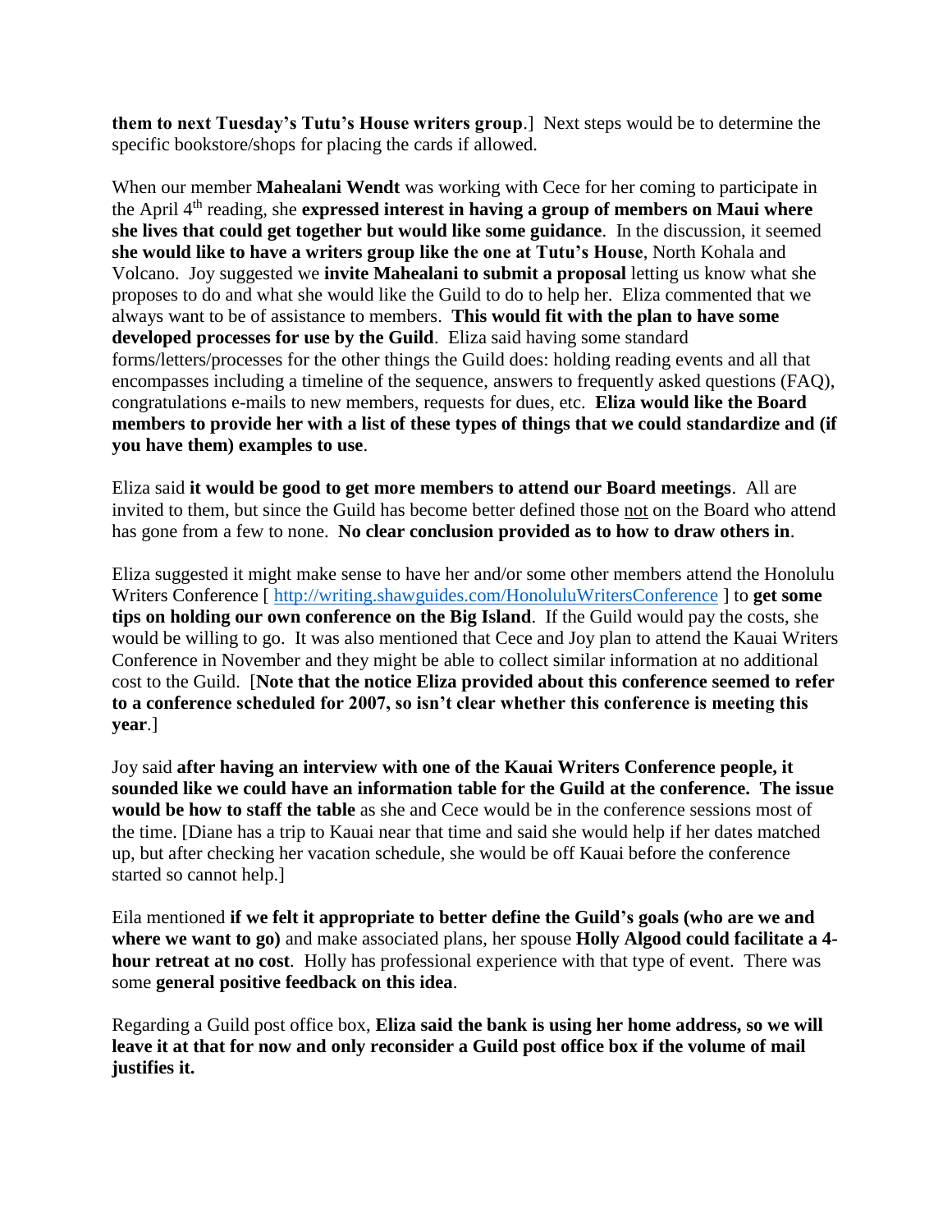**them to next Tuesday's Tutu's House writers group**.] Next steps would be to determine the specific bookstore/shops for placing the cards if allowed.

When our member **Mahealani Wendt** was working with Cece for her coming to participate in the April 4th reading, she **expressed interest in having a group of members on Maui where she lives that could get together but would like some guidance**. In the discussion, it seemed **she would like to have a writers group like the one at Tutu's House**, North Kohala and Volcano. Joy suggested we **invite Mahealani to submit a proposal** letting us know what she proposes to do and what she would like the Guild to do to help her. Eliza commented that we always want to be of assistance to members. **This would fit with the plan to have some developed processes for use by the Guild**. Eliza said having some standard forms/letters/processes for the other things the Guild does: holding reading events and all that encompasses including a timeline of the sequence, answers to frequently asked questions (FAQ), congratulations e-mails to new members, requests for dues, etc. **Eliza would like the Board members to provide her with a list of these types of things that we could standardize and (if you have them) examples to use**.

Eliza said **it would be good to get more members to attend our Board meetings**. All are invited to them, but since the Guild has become better defined those not on the Board who attend has gone from a few to none. **No clear conclusion provided as to how to draw others in**.

Eliza suggested it might make sense to have her and/or some other members attend the Honolulu Writers Conference [ http://writing.shawguides.com/HonoluluWritersConference ] to **get some tips on holding our own conference on the Big Island**. If the Guild would pay the costs, she would be willing to go. It was also mentioned that Cece and Joy plan to attend the Kauai Writers Conference in November and they might be able to collect similar information at no additional cost to the Guild. [**Note that the notice Eliza provided about this conference seemed to refer to a conference scheduled for 2007, so isn't clear whether this conference is meeting this year**.]

Joy said **after having an interview with one of the Kauai Writers Conference people, it sounded like we could have an information table for the Guild at the conference. The issue would be how to staff the table** as she and Cece would be in the conference sessions most of the time. [Diane has a trip to Kauai near that time and said she would help if her dates matched up, but after checking her vacation schedule, she would be off Kauai before the conference started so cannot help.]

Eila mentioned **if we felt it appropriate to better define the Guild's goals (who are we and where we want to go)** and make associated plans, her spouse **Holly Algood could facilitate a 4-hour retreat at no cost**. Holly has professional experience with that type of event. There was some **general positive feedback on this idea**.

Regarding a Guild post office box, **Eliza said the bank is using her home address, so we will leave it at that for now and only reconsider a Guild post office box if the volume of mail justifies it.**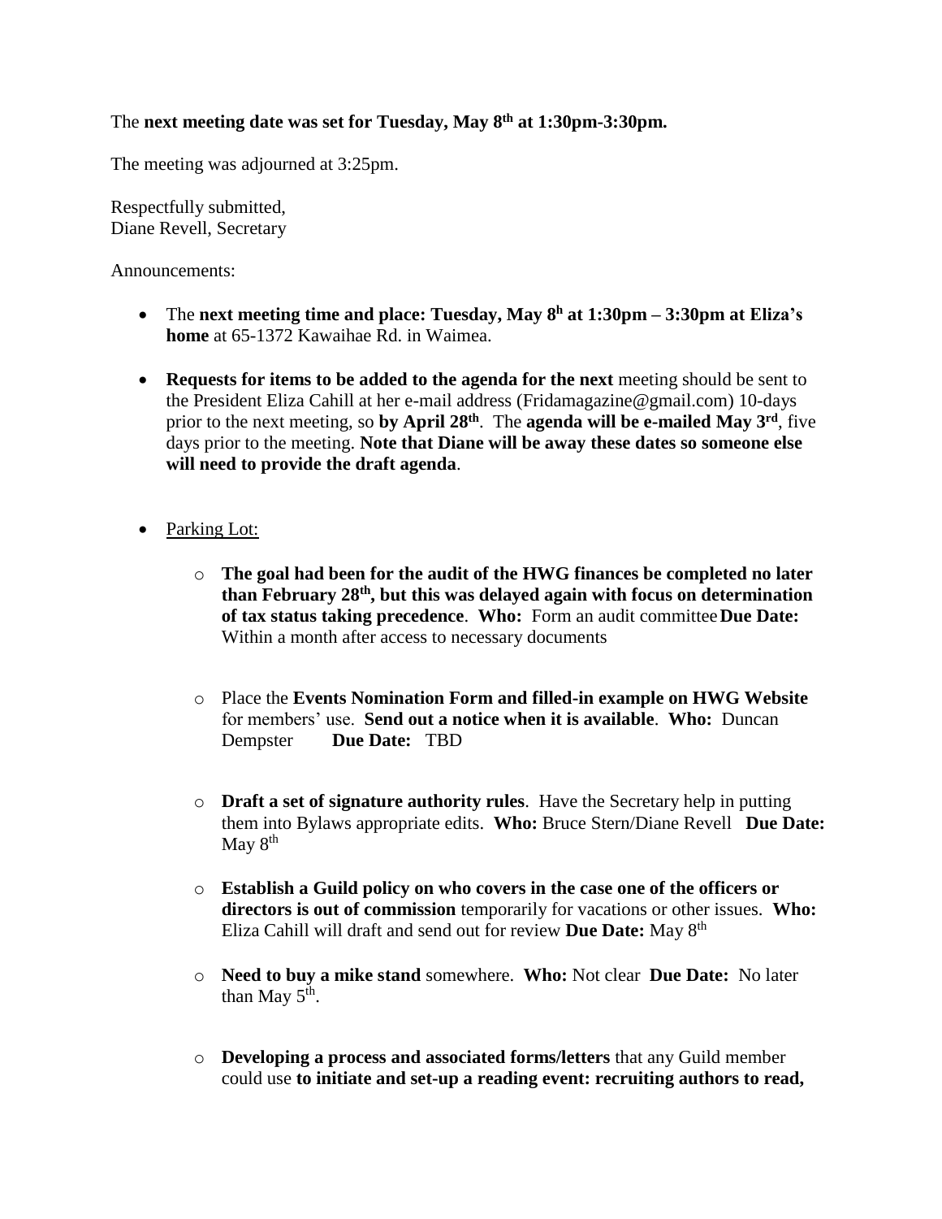The **next meeting date was set for Tuesday, May 8th at 1:30pm-3:30pm.**

The meeting was adjourned at 3:25pm.

Respectfully submitted,
Diane Revell, Secretary

Announcements:

- The **next meeting time and place: Tuesday, May 8h at 1:30pm – 3:30pm at Eliza's home** at 65-1372 Kawaihae Rd. in Waimea.

- **Requests for items to be added to the agenda for the next** meeting should be sent to the President Eliza Cahill at her e-mail address (Fridamagazine@gmail.com) 10-days prior to the next meeting, so **by April 28th**. The **agenda will be e-mailed May 3rd**, five days prior to the meeting. **Note that Diane will be away these dates so someone else will need to provide the draft agenda**.

- Parking Lot:

    - **The goal had been for the audit of the HWG finances be completed no later than February 28th, but this was delayed again with focus on determination of tax status taking precedence**. **Who:** Form an audit committee **Due Date:** Within a month after access to necessary documents

    - Place the **Events Nomination Form and filled-in example on HWG Website** for members' use. **Send out a notice when it is available**. **Who:** Duncan Dempster **Due Date:** TBD

    - **Draft a set of signature authority rules**. Have the Secretary help in putting them into Bylaws appropriate edits. **Who:** Bruce Stern/Diane Revell **Due Date:** May 8th

    - **Establish a Guild policy on who covers in the case one of the officers or directors is out of commission** temporarily for vacations or other issues. **Who:** Eliza Cahill will draft and send out for review **Due Date:** May 8th

    - **Need to buy a mike stand** somewhere. **Who:** Not clear **Due Date:** No later than May 5th.

    - **Developing a process and associated forms/letters** that any Guild member could use **to initiate and set-up a reading event: recruiting authors to read,**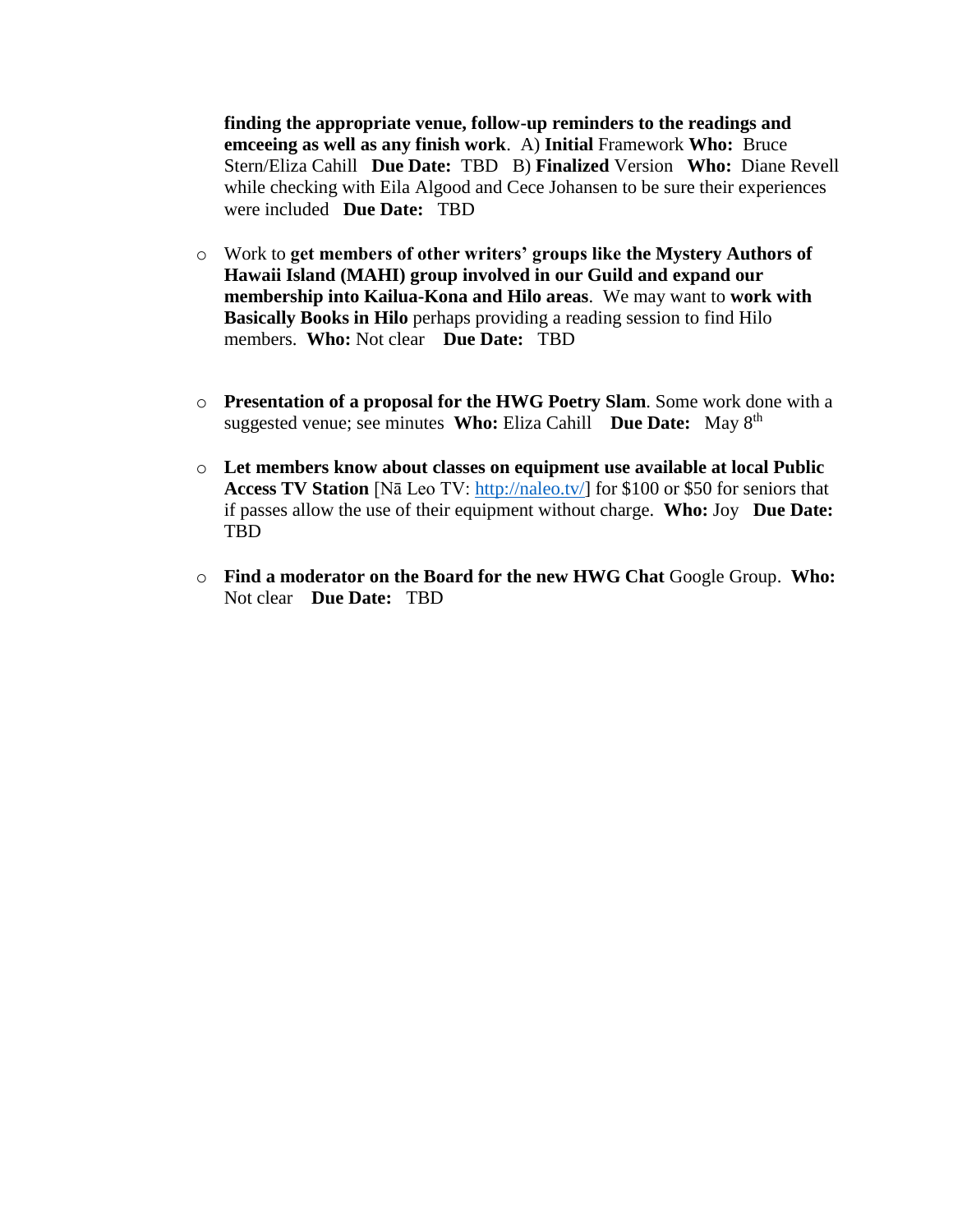**finding the appropriate venue, follow-up reminders to the readings and emceeing as well as any finish work**. A) **Initial** Framework **Who:** Bruce Stern/Eliza Cahill **Due Date:** TBD B) **Finalized** Version **Who:** Diane Revell while checking with Eila Algood and Cece Johansen to be sure their experiences were included **Due Date:** TBD

- Work to **get members of other writers' groups like the Mystery Authors of Hawaii Island (MAHI) group involved in our Guild and expand our membership into Kailua-Kona and Hilo areas**. We may want to **work with Basically Books in Hilo** perhaps providing a reading session to find Hilo members. **Who:** Not clear **Due Date:** TBD

- **Presentation of a proposal for the HWG Poetry Slam**. Some work done with a suggested venue; see minutes **Who:** Eliza Cahill **Due Date:** May 8th

- **Let members know about classes on equipment use available at local Public Access TV Station** [Nā Leo TV: http://naleo.tv/] for $100 or $50 for seniors that if passes allow the use of their equipment without charge. **Who:** Joy **Due Date:** TBD

- **Find a moderator on the Board for the new HWG Chat** Google Group. **Who:** Not clear **Due Date:** TBD